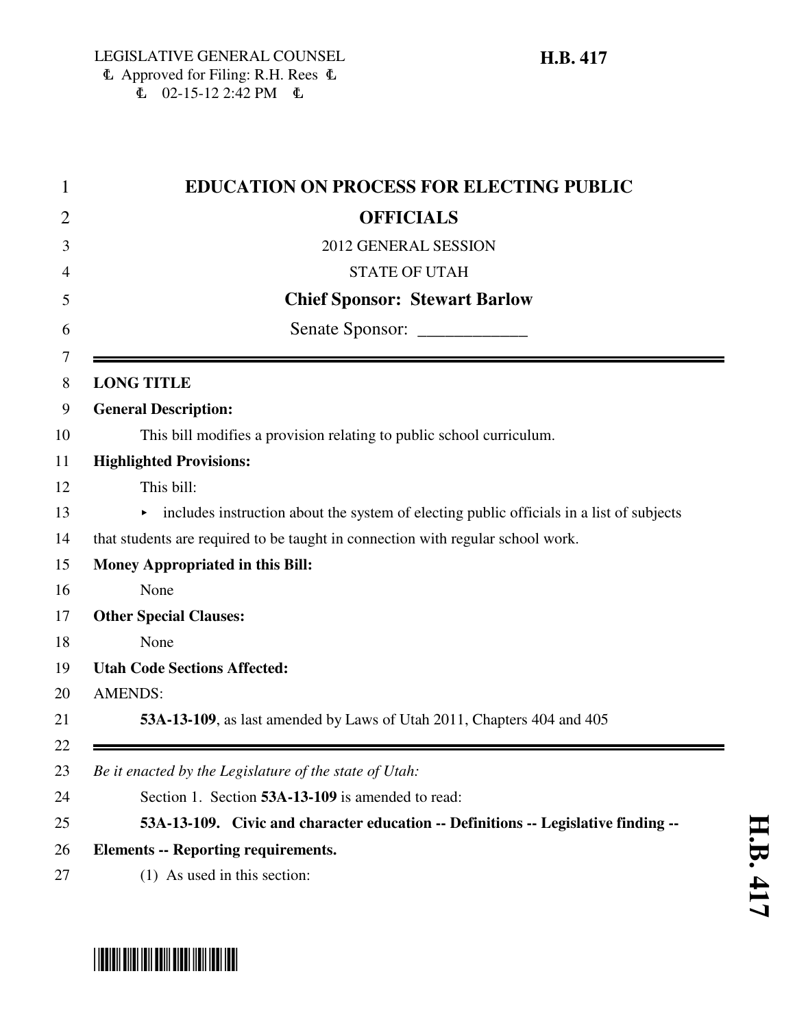LEGISLATIVE GENERAL COUNSEL
Approved for Filing: R.H. Rees
02-15-12 2:42 PM

**H.B. 417**

# EDUCATION ON PROCESS FOR ELECTING PUBLIC OFFICIALS

2012 GENERAL SESSION

STATE OF UTAH

**Chief Sponsor: Stewart Barlow**

Senate Sponsor: ____________

---

**LONG TITLE**

**General Description:**

This bill modifies a provision relating to public school curriculum.

**Highlighted Provisions:**

This bill:

- includes instruction about the system of electing public officials in a list of subjects that students are required to be taught in connection with regular school work.

**Money Appropriated in this Bill:**

None

**Other Special Clauses:**

None

**Utah Code Sections Affected:**

AMENDS:

**53A-13-109**, as last amended by Laws of Utah 2011, Chapters 404 and 405

---

*Be it enacted by the Legislature of the state of Utah:*

Section 1. Section **53A-13-109** is amended to read:

**53A-13-109. Civic and character education -- Definitions -- Legislative finding -- Elements -- Reporting requirements.**

(1) As used in this section: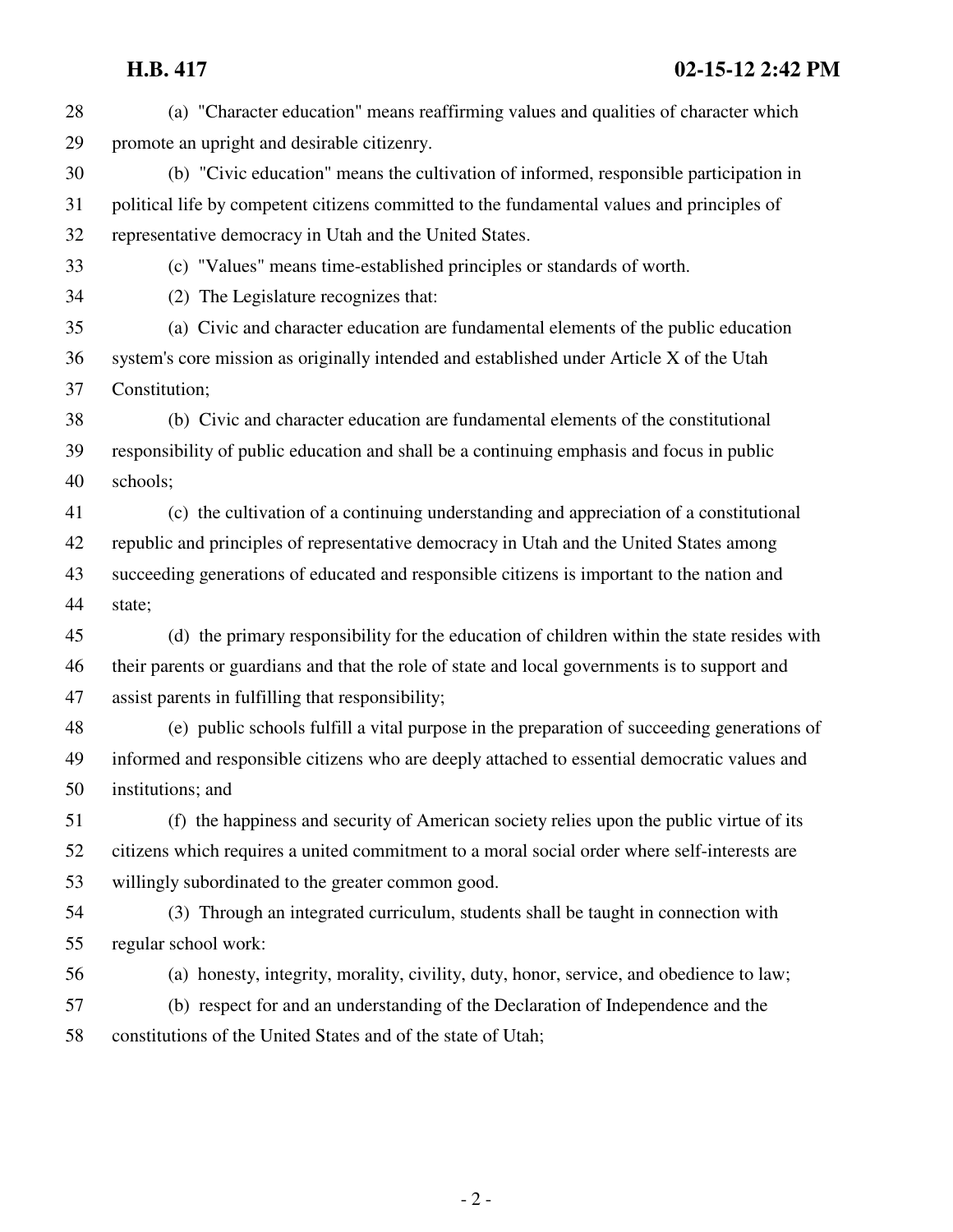(a) "Character education" means reaffirming values and qualities of character which promote an upright and desirable citizenry.

(b) "Civic education" means the cultivation of informed, responsible participation in political life by competent citizens committed to the fundamental values and principles of representative democracy in Utah and the United States.

(c) "Values" means time-established principles or standards of worth.

(2) The Legislature recognizes that:

(a) Civic and character education are fundamental elements of the public education system's core mission as originally intended and established under Article X of the Utah Constitution;

(b) Civic and character education are fundamental elements of the constitutional responsibility of public education and shall be a continuing emphasis and focus in public schools;

(c) the cultivation of a continuing understanding and appreciation of a constitutional republic and principles of representative democracy in Utah and the United States among succeeding generations of educated and responsible citizens is important to the nation and state;

(d) the primary responsibility for the education of children within the state resides with their parents or guardians and that the role of state and local governments is to support and assist parents in fulfilling that responsibility;

(e) public schools fulfill a vital purpose in the preparation of succeeding generations of informed and responsible citizens who are deeply attached to essential democratic values and institutions; and

(f) the happiness and security of American society relies upon the public virtue of its citizens which requires a united commitment to a moral social order where self-interests are willingly subordinated to the greater common good.

(3) Through an integrated curriculum, students shall be taught in connection with regular school work:

(a) honesty, integrity, morality, civility, duty, honor, service, and obedience to law;

(b) respect for and an understanding of the Declaration of Independence and the constitutions of the United States and of the state of Utah;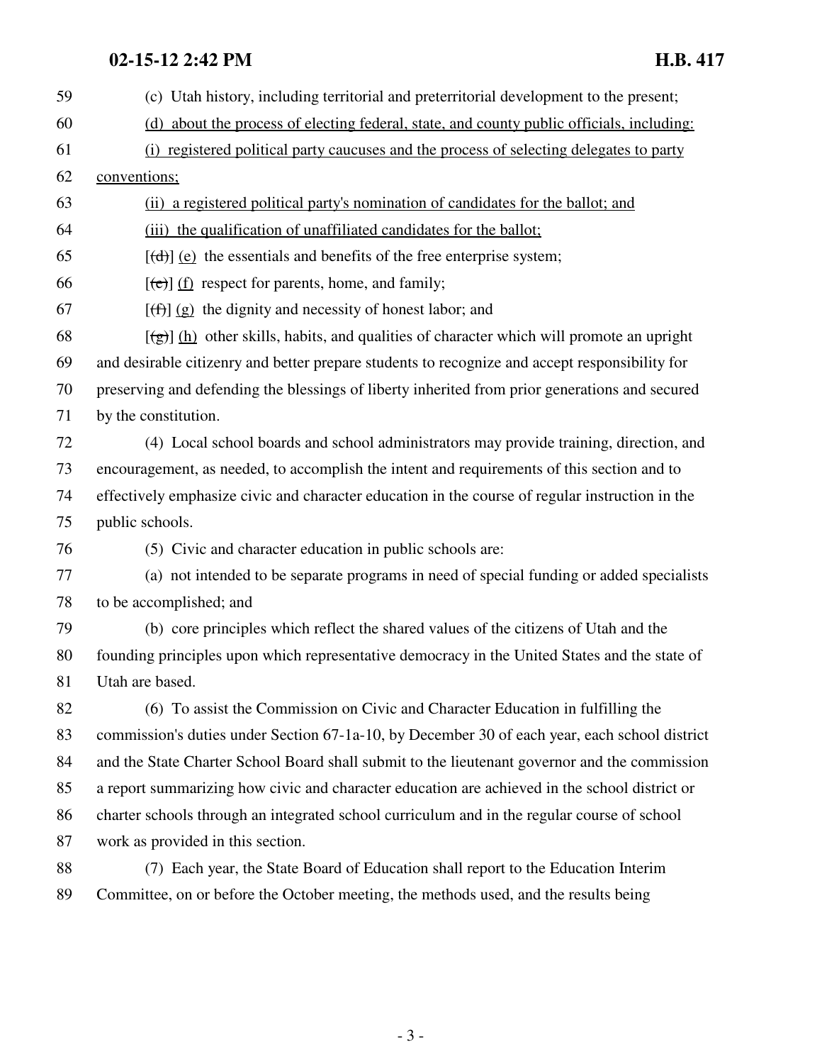(c) Utah history, including territorial and preterritorial development to the present;

(d) about the process of electing federal, state, and county public officials, including:

(i) registered political party caucuses and the process of selecting delegates to party conventions;

(ii) a registered political party's nomination of candidates for the ballot; and

(iii) the qualification of unaffiliated candidates for the ballot;

[(d)] (e) the essentials and benefits of the free enterprise system;

[(e)] (f) respect for parents, home, and family;

[(f)] (g) the dignity and necessity of honest labor; and

[(g)] (h) other skills, habits, and qualities of character which will promote an upright and desirable citizenry and better prepare students to recognize and accept responsibility for preserving and defending the blessings of liberty inherited from prior generations and secured by the constitution.

(4) Local school boards and school administrators may provide training, direction, and encouragement, as needed, to accomplish the intent and requirements of this section and to effectively emphasize civic and character education in the course of regular instruction in the public schools.

(5) Civic and character education in public schools are:

(a) not intended to be separate programs in need of special funding or added specialists to be accomplished; and

(b) core principles which reflect the shared values of the citizens of Utah and the founding principles upon which representative democracy in the United States and the state of Utah are based.

(6) To assist the Commission on Civic and Character Education in fulfilling the commission's duties under Section 67-1a-10, by December 30 of each year, each school district and the State Charter School Board shall submit to the lieutenant governor and the commission a report summarizing how civic and character education are achieved in the school district or charter schools through an integrated school curriculum and in the regular course of school work as provided in this section.

(7) Each year, the State Board of Education shall report to the Education Interim Committee, on or before the October meeting, the methods used, and the results being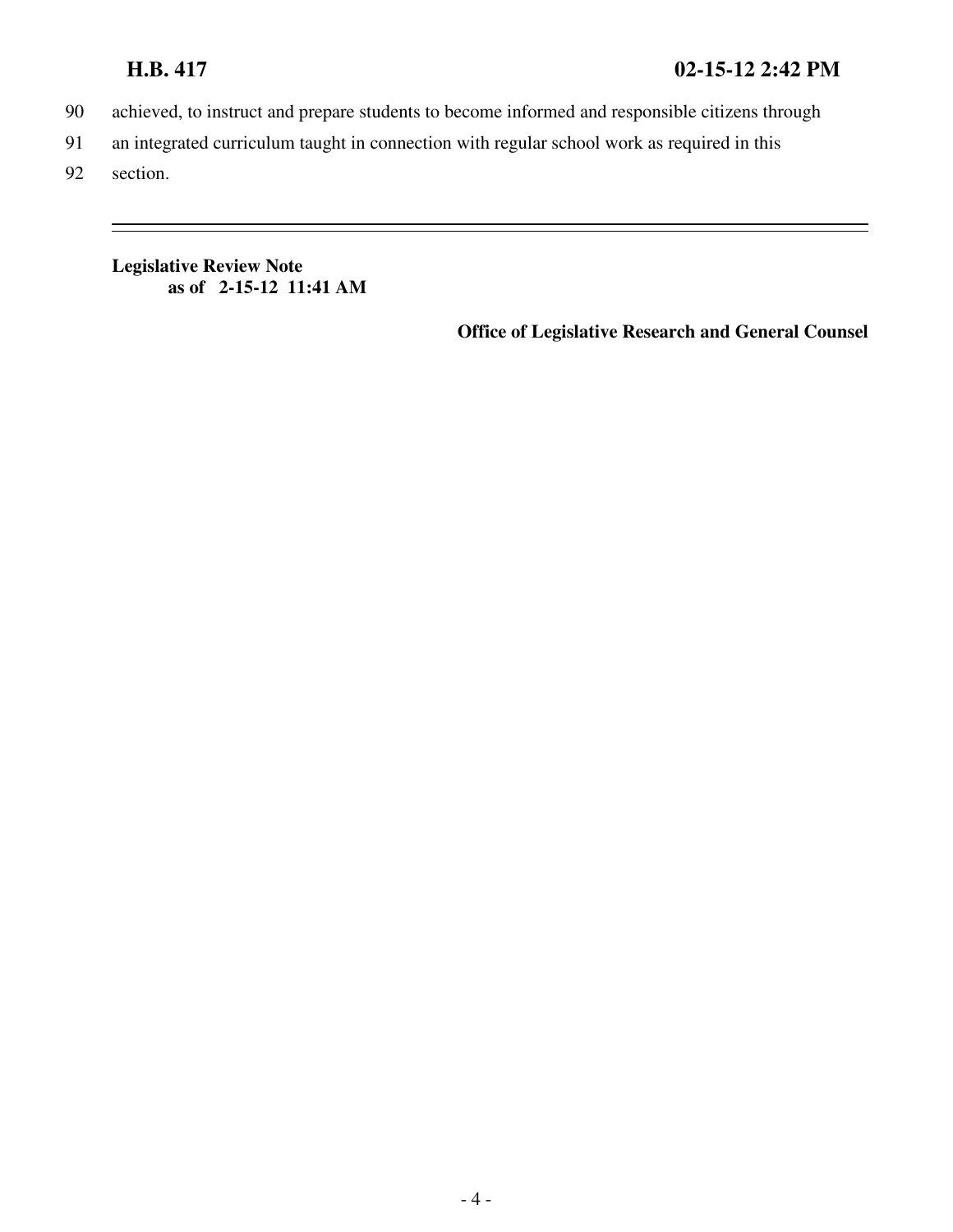90 achieved, to instruct and prepare students to become informed and responsible citizens through

91 an integrated curriculum taught in connection with regular school work as required in this

92 section.

---

**Legislative Review Note**
**as of 2-15-12 11:41 AM**

**Office of Legislative Research and General Counsel**